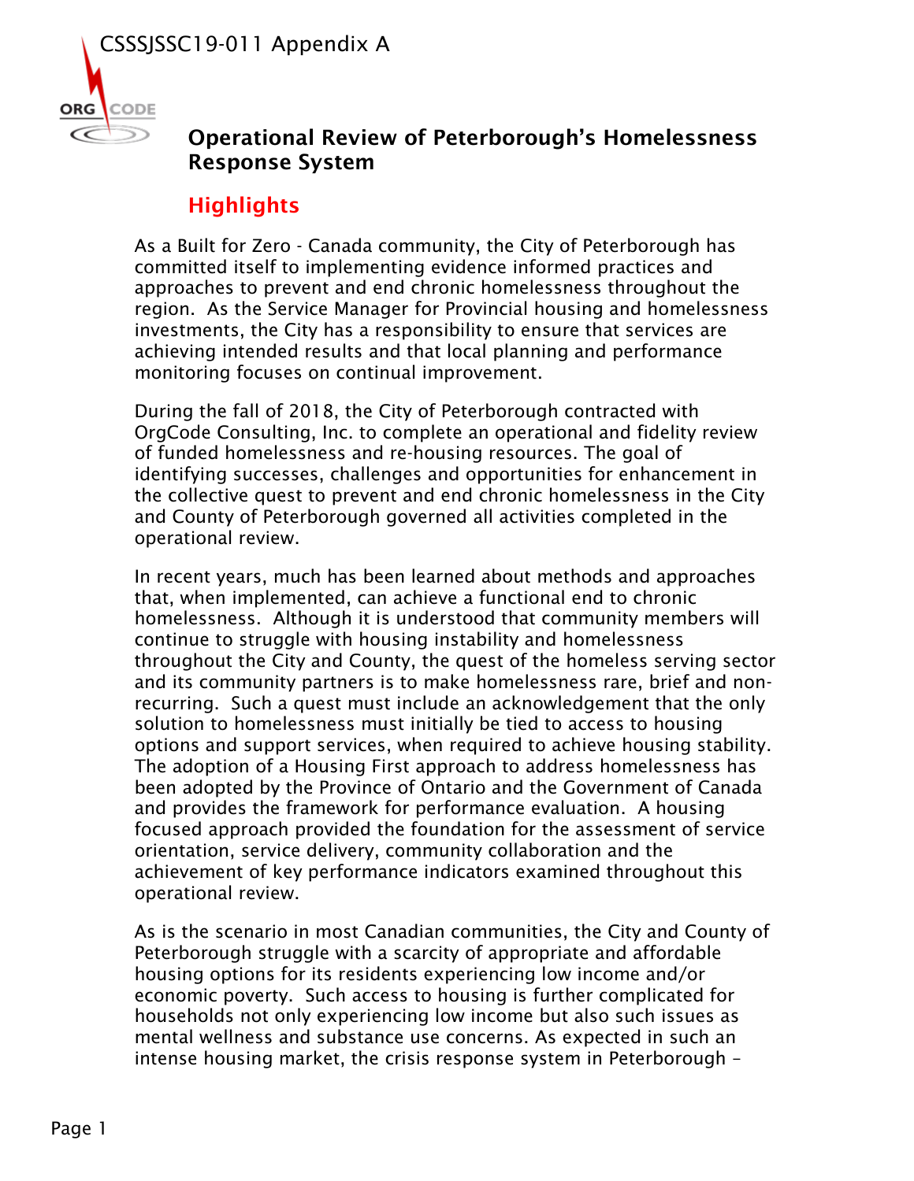CSSSJSSC19-011 Appendix A

# Operational Review of Peterborough's Homelessness Response System

## Highlights

As a Built for Zero - Canada community, the City of Peterborough has committed itself to implementing evidence informed practices and approaches to prevent and end chronic homelessness throughout the region. As the Service Manager for Provincial housing and homelessness investments, the City has a responsibility to ensure that services are achieving intended results and that local planning and performance monitoring focuses on continual improvement.

During the fall of 2018, the City of Peterborough contracted with OrgCode Consulting, Inc. to complete an operational and fidelity review of funded homelessness and re-housing resources. The goal of identifying successes, challenges and opportunities for enhancement in the collective quest to prevent and end chronic homelessness in the City and County of Peterborough governed all activities completed in the operational review.

In recent years, much has been learned about methods and approaches that, when implemented, can achieve a functional end to chronic homelessness. Although it is understood that community members will continue to struggle with housing instability and homelessness throughout the City and County, the quest of the homeless serving sector and its community partners is to make homelessness rare, brief and non-recurring. Such a quest must include an acknowledgement that the only solution to homelessness must initially be tied to access to housing options and support services, when required to achieve housing stability. The adoption of a Housing First approach to address homelessness has been adopted by the Province of Ontario and the Government of Canada and provides the framework for performance evaluation. A housing focused approach provided the foundation for the assessment of service orientation, service delivery, community collaboration and the achievement of key performance indicators examined throughout this operational review.

As is the scenario in most Canadian communities, the City and County of Peterborough struggle with a scarcity of appropriate and affordable housing options for its residents experiencing low income and/or economic poverty. Such access to housing is further complicated for households not only experiencing low income but also such issues as mental wellness and substance use concerns. As expected in such an intense housing market, the crisis response system in Peterborough –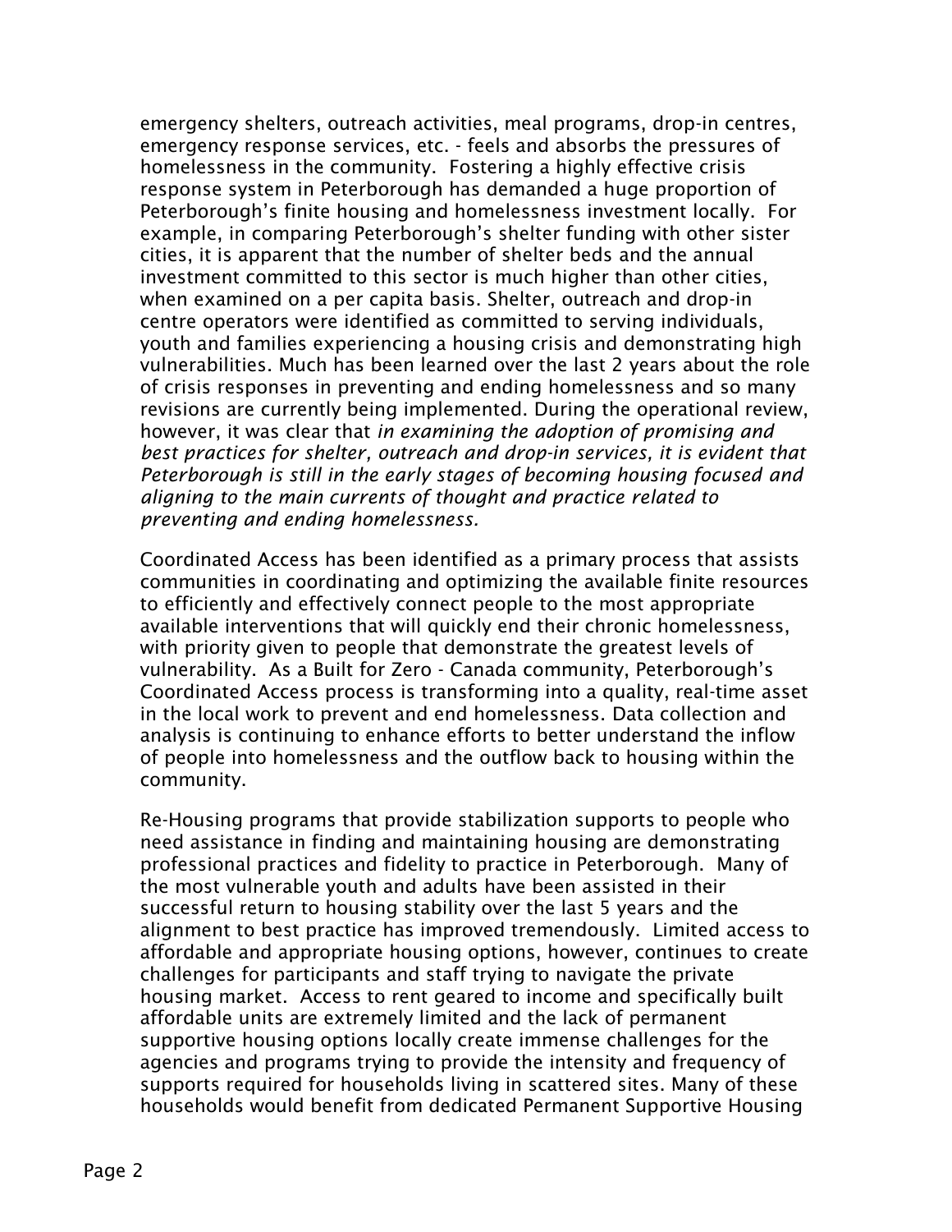emergency shelters, outreach activities, meal programs, drop-in centres, emergency response services, etc. - feels and absorbs the pressures of homelessness in the community. Fostering a highly effective crisis response system in Peterborough has demanded a huge proportion of Peterborough's finite housing and homelessness investment locally. For example, in comparing Peterborough's shelter funding with other sister cities, it is apparent that the number of shelter beds and the annual investment committed to this sector is much higher than other cities, when examined on a per capita basis. Shelter, outreach and drop-in centre operators were identified as committed to serving individuals, youth and families experiencing a housing crisis and demonstrating high vulnerabilities. Much has been learned over the last 2 years about the role of crisis responses in preventing and ending homelessness and so many revisions are currently being implemented. During the operational review, however, it was clear that *in examining the adoption of promising and best practices for shelter, outreach and drop-in services, it is evident that Peterborough is still in the early stages of becoming housing focused and aligning to the main currents of thought and practice related to preventing and ending homelessness.*

Coordinated Access has been identified as a primary process that assists communities in coordinating and optimizing the available finite resources to efficiently and effectively connect people to the most appropriate available interventions that will quickly end their chronic homelessness, with priority given to people that demonstrate the greatest levels of vulnerability. As a Built for Zero - Canada community, Peterborough's Coordinated Access process is transforming into a quality, real-time asset in the local work to prevent and end homelessness. Data collection and analysis is continuing to enhance efforts to better understand the inflow of people into homelessness and the outflow back to housing within the community.

Re-Housing programs that provide stabilization supports to people who need assistance in finding and maintaining housing are demonstrating professional practices and fidelity to practice in Peterborough. Many of the most vulnerable youth and adults have been assisted in their successful return to housing stability over the last 5 years and the alignment to best practice has improved tremendously. Limited access to affordable and appropriate housing options, however, continues to create challenges for participants and staff trying to navigate the private housing market. Access to rent geared to income and specifically built affordable units are extremely limited and the lack of permanent supportive housing options locally create immense challenges for the agencies and programs trying to provide the intensity and frequency of supports required for households living in scattered sites. Many of these households would benefit from dedicated Permanent Supportive Housing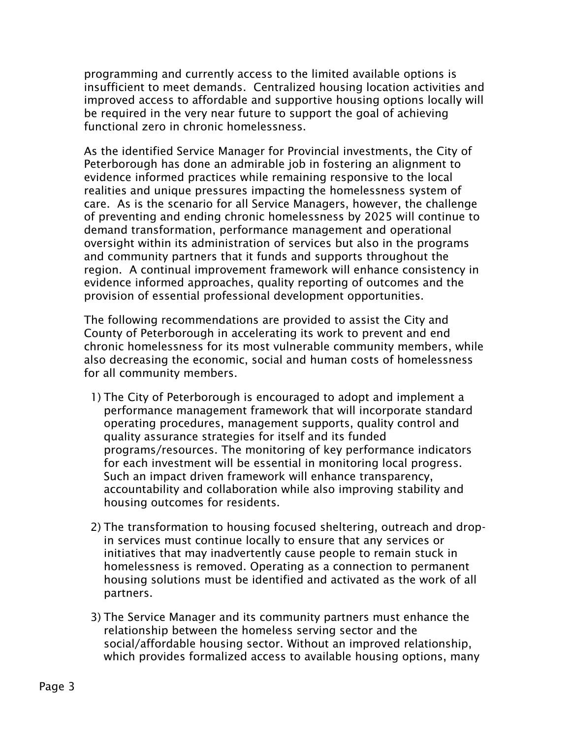programming and currently access to the limited available options is insufficient to meet demands. Centralized housing location activities and improved access to affordable and supportive housing options locally will be required in the very near future to support the goal of achieving functional zero in chronic homelessness.

As the identified Service Manager for Provincial investments, the City of Peterborough has done an admirable job in fostering an alignment to evidence informed practices while remaining responsive to the local realities and unique pressures impacting the homelessness system of care. As is the scenario for all Service Managers, however, the challenge of preventing and ending chronic homelessness by 2025 will continue to demand transformation, performance management and operational oversight within its administration of services but also in the programs and community partners that it funds and supports throughout the region. A continual improvement framework will enhance consistency in evidence informed approaches, quality reporting of outcomes and the provision of essential professional development opportunities.

The following recommendations are provided to assist the City and County of Peterborough in accelerating its work to prevent and end chronic homelessness for its most vulnerable community members, while also decreasing the economic, social and human costs of homelessness for all community members.

1) The City of Peterborough is encouraged to adopt and implement a performance management framework that will incorporate standard operating procedures, management supports, quality control and quality assurance strategies for itself and its funded programs/resources. The monitoring of key performance indicators for each investment will be essential in monitoring local progress. Such an impact driven framework will enhance transparency, accountability and collaboration while also improving stability and housing outcomes for residents.

2) The transformation to housing focused sheltering, outreach and drop-in services must continue locally to ensure that any services or initiatives that may inadvertently cause people to remain stuck in homelessness is removed. Operating as a connection to permanent housing solutions must be identified and activated as the work of all partners.

3) The Service Manager and its community partners must enhance the relationship between the homeless serving sector and the social/affordable housing sector. Without an improved relationship, which provides formalized access to available housing options, many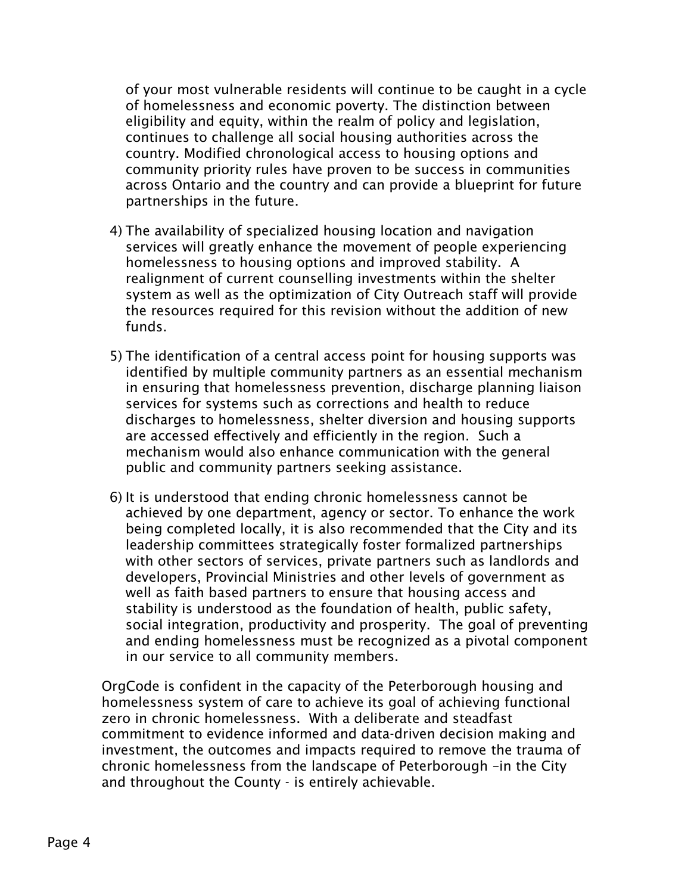of your most vulnerable residents will continue to be caught in a cycle of homelessness and economic poverty. The distinction between eligibility and equity, within the realm of policy and legislation, continues to challenge all social housing authorities across the country. Modified chronological access to housing options and community priority rules have proven to be success in communities across Ontario and the country and can provide a blueprint for future partnerships in the future.

4) The availability of specialized housing location and navigation services will greatly enhance the movement of people experiencing homelessness to housing options and improved stability. A realignment of current counselling investments within the shelter system as well as the optimization of City Outreach staff will provide the resources required for this revision without the addition of new funds.

5) The identification of a central access point for housing supports was identified by multiple community partners as an essential mechanism in ensuring that homelessness prevention, discharge planning liaison services for systems such as corrections and health to reduce discharges to homelessness, shelter diversion and housing supports are accessed effectively and efficiently in the region. Such a mechanism would also enhance communication with the general public and community partners seeking assistance.

6) It is understood that ending chronic homelessness cannot be achieved by one department, agency or sector. To enhance the work being completed locally, it is also recommended that the City and its leadership committees strategically foster formalized partnerships with other sectors of services, private partners such as landlords and developers, Provincial Ministries and other levels of government as well as faith based partners to ensure that housing access and stability is understood as the foundation of health, public safety, social integration, productivity and prosperity. The goal of preventing and ending homelessness must be recognized as a pivotal component in our service to all community members.

OrgCode is confident in the capacity of the Peterborough housing and homelessness system of care to achieve its goal of achieving functional zero in chronic homelessness. With a deliberate and steadfast commitment to evidence informed and data-driven decision making and investment, the outcomes and impacts required to remove the trauma of chronic homelessness from the landscape of Peterborough –in the City and throughout the County - is entirely achievable.